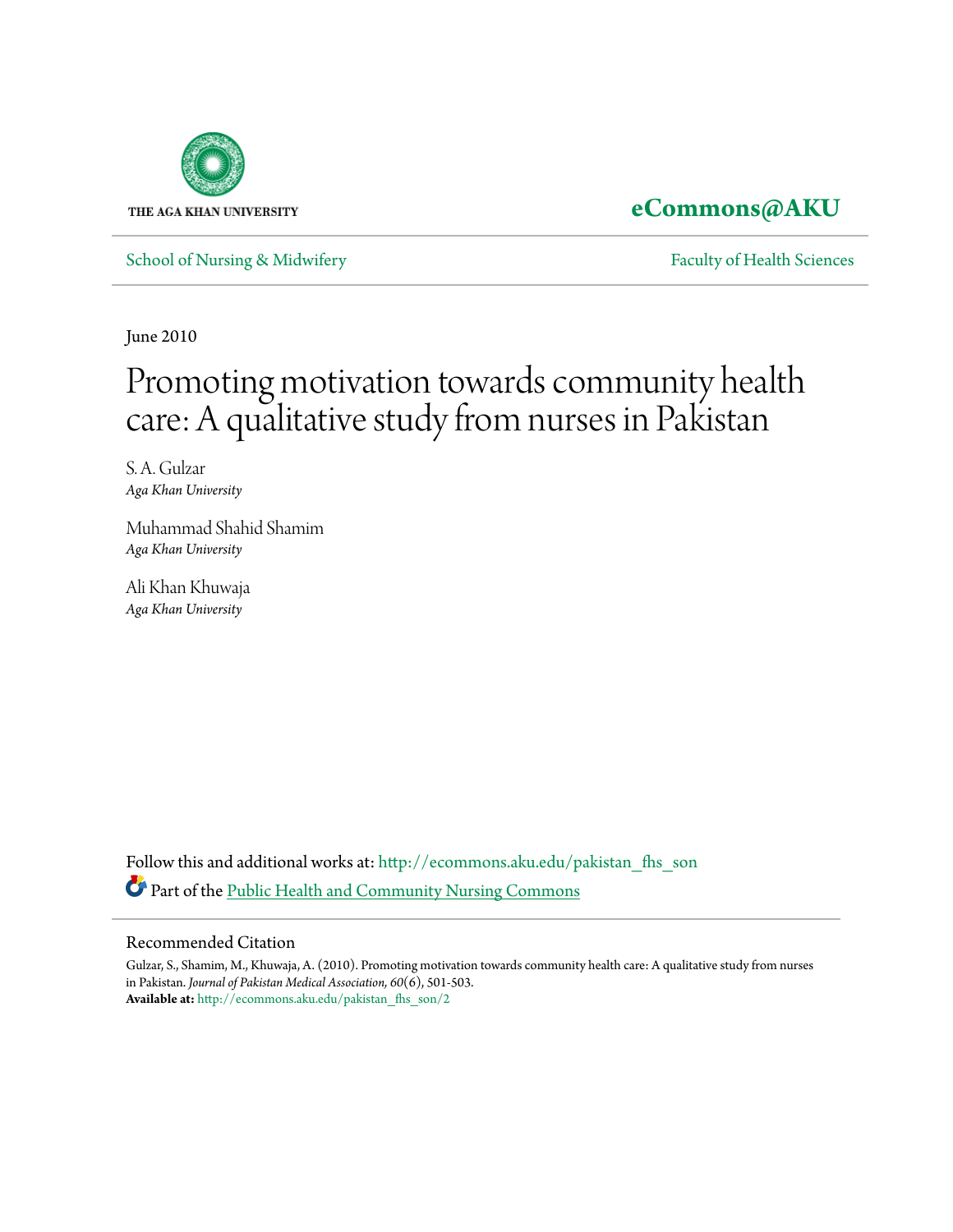THE AGA KHAN UNIVERSITY

**eCommons@AKU**

School of Nursing & Midwifery | Faculty of Health Sciences

June 2010

# Promoting motivation towards community health care: A qualitative study from nurses in Pakistan

S. A. Gulzar
*Aga Khan University*

Muhammad Shahid Shamim
*Aga Khan University*

Ali Khan Khuwaja
*Aga Khan University*

Follow this and additional works at: http://ecommons.aku.edu/pakistan_fhs_son

Part of the Public Health and Community Nursing Commons

## Recommended Citation

Gulzar, S., Shamim, M., Khuwaja, A. (2010). Promoting motivation towards community health care: A qualitative study from nurses in Pakistan. *Journal of Pakistan Medical Association, 60*(6), 501-503.

**Available at:** http://ecommons.aku.edu/pakistan_fhs_son/2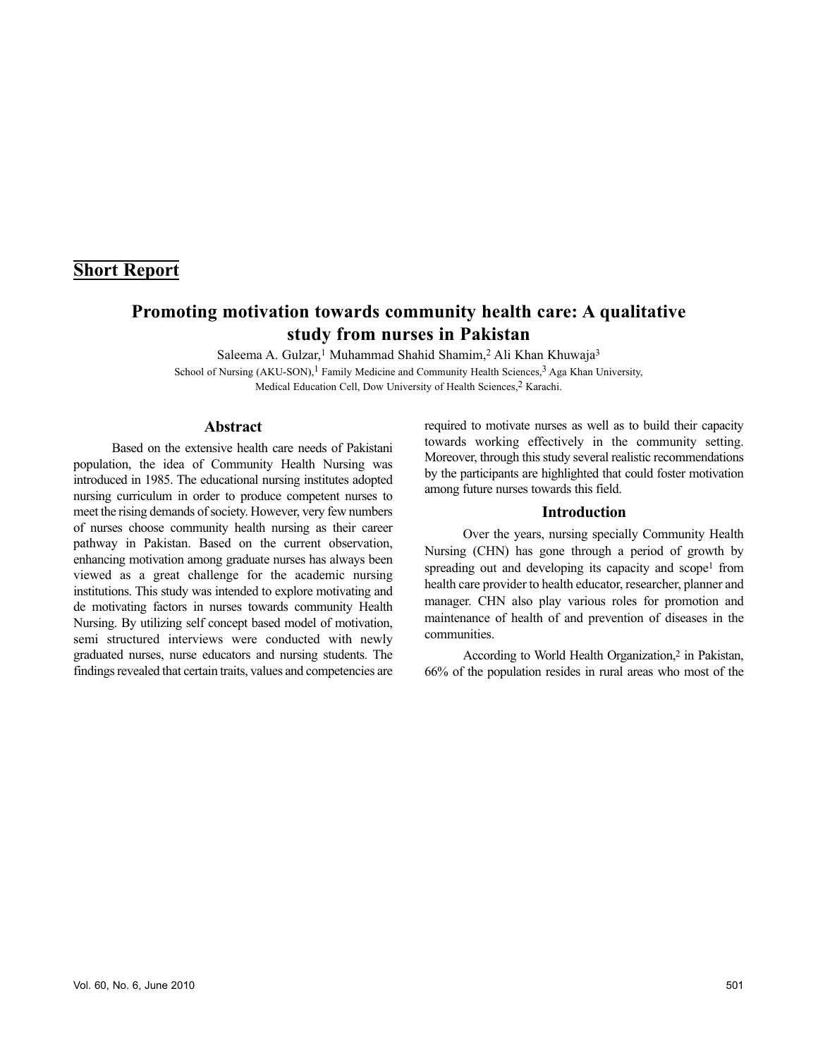## Short Report

# Promoting motivation towards community health care: A qualitative study from nurses in Pakistan

Saleema A. Gulzar,[1] Muhammad Shahid Shamim,[2] Ali Khan Khuwaja[3]

School of Nursing (AKU-SON),[1] Family Medicine and Community Health Sciences,[3] Aga Khan University, Medical Education Cell, Dow University of Health Sciences,[2] Karachi.

## Abstract

Based on the extensive health care needs of Pakistani population, the idea of Community Health Nursing was introduced in 1985. The educational nursing institutes adopted nursing curriculum in order to produce competent nurses to meet the rising demands of society. However, very few numbers of nurses choose community health nursing as their career pathway in Pakistan. Based on the current observation, enhancing motivation among graduate nurses has always been viewed as a great challenge for the academic nursing institutions. This study was intended to explore motivating and de motivating factors in nurses towards community Health Nursing. By utilizing self concept based model of motivation, semi structured interviews were conducted with newly graduated nurses, nurse educators and nursing students. The findings revealed that certain traits, values and competencies are required to motivate nurses as well as to build their capacity towards working effectively in the community setting. Moreover, through this study several realistic recommendations by the participants are highlighted that could foster motivation among future nurses towards this field.

## Introduction

Over the years, nursing specially Community Health Nursing (CHN) has gone through a period of growth by spreading out and developing its capacity and scope[1] from health care provider to health educator, researcher, planner and manager. CHN also play various roles for promotion and maintenance of health of and prevention of diseases in the communities.

According to World Health Organization,[2] in Pakistan, 66% of the population resides in rural areas who most of the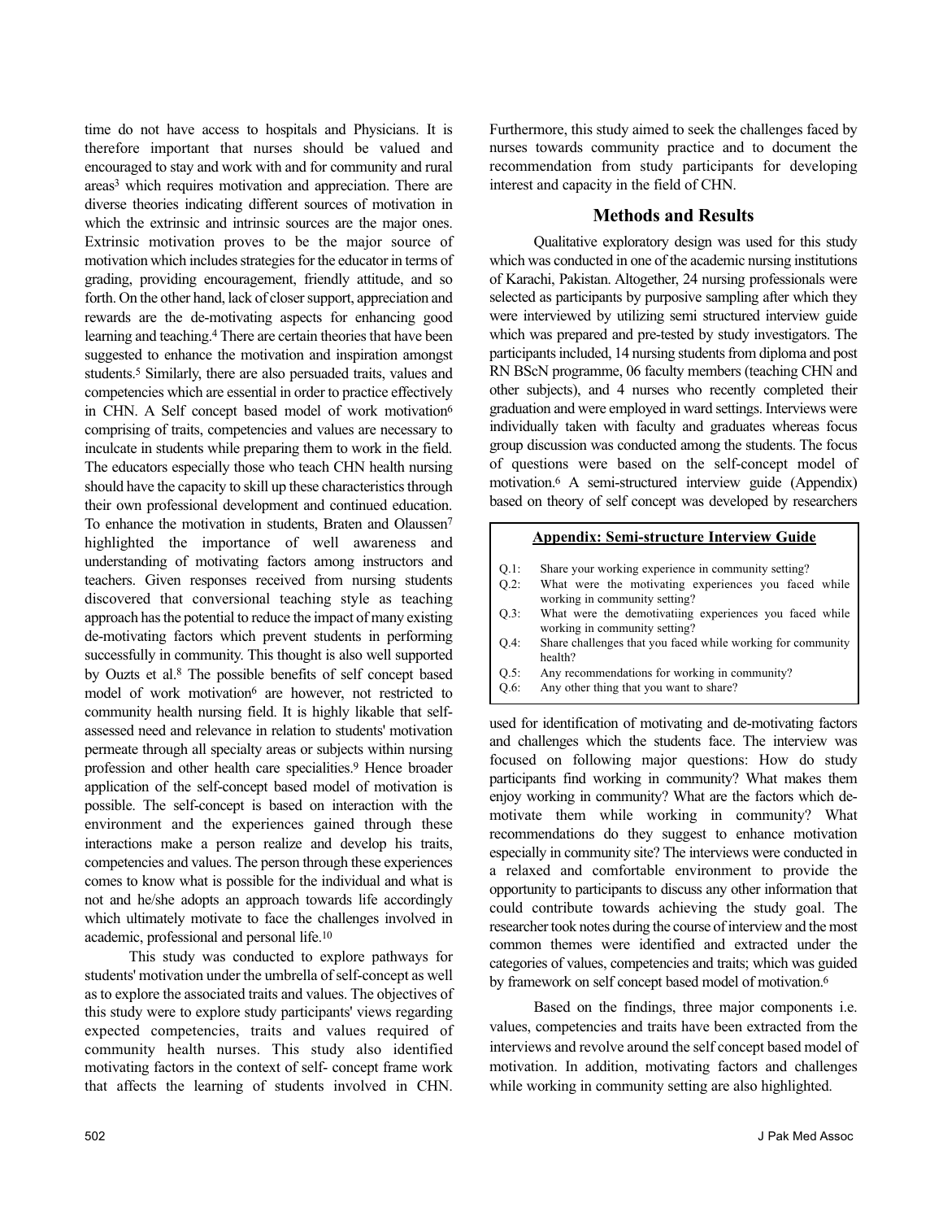time do not have access to hospitals and Physicians. It is therefore important that nurses should be valued and encouraged to stay and work with and for community and rural areas[3] which requires motivation and appreciation. There are diverse theories indicating different sources of motivation in which the extrinsic and intrinsic sources are the major ones. Extrinsic motivation proves to be the major source of motivation which includes strategies for the educator in terms of grading, providing encouragement, friendly attitude, and so forth. On the other hand, lack of closer support, appreciation and rewards are the de-motivating aspects for enhancing good learning and teaching.[4] There are certain theories that have been suggested to enhance the motivation and inspiration amongst students.[5] Similarly, there are also persuaded traits, values and competencies which are essential in order to practice effectively in CHN. A Self concept based model of work motivation[6] comprising of traits, competencies and values are necessary to inculcate in students while preparing them to work in the field. The educators especially those who teach CHN health nursing should have the capacity to skill up these characteristics through their own professional development and continued education. To enhance the motivation in students, Braten and Olaussen[7] highlighted the importance of well awareness and understanding of motivating factors among instructors and teachers. Given responses received from nursing students discovered that conversional teaching style as teaching approach has the potential to reduce the impact of many existing de-motivating factors which prevent students in performing successfully in community. This thought is also well supported by Ouzts et al.[8] The possible benefits of self concept based model of work motivation[6] are however, not restricted to community health nursing field. It is highly likable that self-assessed need and relevance in relation to students' motivation permeate through all specialty areas or subjects within nursing profession and other health care specialities.[9] Hence broader application of the self-concept based model of motivation is possible. The self-concept is based on interaction with the environment and the experiences gained through these interactions make a person realize and develop his traits, competencies and values. The person through these experiences comes to know what is possible for the individual and what is not and he/she adopts an approach towards life accordingly which ultimately motivate to face the challenges involved in academic, professional and personal life.[10]

This study was conducted to explore pathways for students' motivation under the umbrella of self-concept as well as to explore the associated traits and values. The objectives of this study were to explore study participants' views regarding expected competencies, traits and values required of community health nurses. This study also identified motivating factors in the context of self- concept frame work that affects the learning of students involved in CHN. Furthermore, this study aimed to seek the challenges faced by nurses towards community practice and to document the recommendation from study participants for developing interest and capacity in the field of CHN.

## Methods and Results

Qualitative exploratory design was used for this study which was conducted in one of the academic nursing institutions of Karachi, Pakistan. Altogether, 24 nursing professionals were selected as participants by purposive sampling after which they were interviewed by utilizing semi structured interview guide which was prepared and pre-tested by study investigators. The participants included, 14 nursing students from diploma and post RN BScN programme, 06 faculty members (teaching CHN and other subjects), and 4 nurses who recently completed their graduation and were employed in ward settings. Interviews were individually taken with faculty and graduates whereas focus group discussion was conducted among the students. The focus of questions were based on the self-concept model of motivation.[6] A semi-structured interview guide (Appendix) based on theory of self concept was developed by researchers used for identification of motivating and de-motivating factors and challenges which the students face. The interview was focused on following major questions: How do study participants find working in community? What makes them enjoy working in community? What are the factors which de-motivate them while working in community? What recommendations do they suggest to enhance motivation especially in community site? The interviews were conducted in a relaxed and comfortable environment to provide the opportunity to participants to discuss any other information that could contribute towards achieving the study goal. The researcher took notes during the course of interview and the most common themes were identified and extracted under the categories of values, competencies and traits; which was guided by framework on self concept based model of motivation.[6]

**Appendix: Semi-structure Interview Guide**

- Q.1: Share your working experience in community setting?
- Q.2: What were the motivating experiences you faced while working in community setting?
- Q.3: What were the demotivatiing experiences you faced while working in community setting?
- Q.4: Share challenges that you faced while working for community health?
- Q.5: Any recommendations for working in community?
- Q.6: Any other thing that you want to share?

Based on the findings, three major components i.e. values, competencies and traits have been extracted from the interviews and revolve around the self concept based model of motivation. In addition, motivating factors and challenges while working in community setting are also highlighted.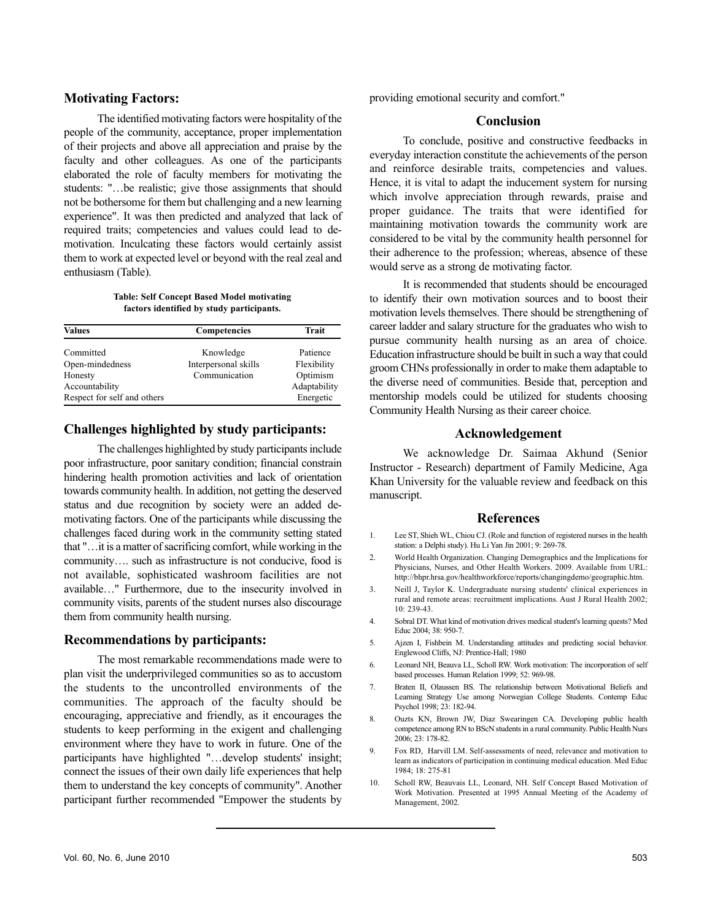## Motivating Factors:

The identified motivating factors were hospitality of the people of the community, acceptance, proper implementation of their projects and above all appreciation and praise by the faculty and other colleagues. As one of the participants elaborated the role of faculty members for motivating the students: "…be realistic; give those assignments that should not be bothersome for them but challenging and a new learning experience". It was then predicted and analyzed that lack of required traits; competencies and values could lead to de-motivation. Inculcating these factors would certainly assist them to work at expected level or beyond with the real zeal and enthusiasm (Table).

**Table: Self Concept Based Model motivating factors identified by study participants.**

| Values | Competencies | Trait |
|---|---|---|
| Committed | Knowledge | Patience |
| Open-mindedness | Interpersonal skills | Flexibility |
| Honesty | Communication | Optimism |
| Accountability | | Adaptability |
| Respect for self and others | | Energetic |

## Challenges highlighted by study participants:

The challenges highlighted by study participants include poor infrastructure, poor sanitary condition; financial constrain hindering health promotion activities and lack of orientation towards community health. In addition, not getting the deserved status and due recognition by society were an added de-motivating factors. One of the participants while discussing the challenges faced during work in the community setting stated that "…it is a matter of sacrificing comfort, while working in the community…. such as infrastructure is not conducive, food is not available, sophisticated washroom facilities are not available…" Furthermore, due to the insecurity involved in community visits, parents of the student nurses also discourage them from community health nursing.

## Recommendations by participants:

The most remarkable recommendations made were to plan visit the underprivileged communities so as to accustom the students to the uncontrolled environments of the communities. The approach of the faculty should be encouraging, appreciative and friendly, as it encourages the students to keep performing in the exigent and challenging environment where they have to work in future. One of the participants have highlighted "…develop students' insight; connect the issues of their own daily life experiences that help them to understand the key concepts of community". Another participant further recommended "Empower the students by providing emotional security and comfort."

## Conclusion

To conclude, positive and constructive feedbacks in everyday interaction constitute the achievements of the person and reinforce desirable traits, competencies and values. Hence, it is vital to adapt the inducement system for nursing which involve appreciation through rewards, praise and proper guidance. The traits that were identified for maintaining motivation towards the community work are considered to be vital by the community health personnel for their adherence to the profession; whereas, absence of these would serve as a strong de motivating factor.

It is recommended that students should be encouraged to identify their own motivation sources and to boost their motivation levels themselves. There should be strengthening of career ladder and salary structure for the graduates who wish to pursue community health nursing as an area of choice. Education infrastructure should be built in such a way that could groom CHNs professionally in order to make them adaptable to the diverse need of communities. Beside that, perception and mentorship models could be utilized for students choosing Community Health Nursing as their career choice.

## Acknowledgement

We acknowledge Dr. Saimaa Akhund (Senior Instructor - Research) department of Family Medicine, Aga Khan University for the valuable review and feedback on this manuscript.

## References

1. Lee ST, Shieh WL, Chiou CJ. (Role and function of registered nurses in the health station: a Delphi study). Hu Li Yan Jin 2001; 9: 269-78.
2. World Health Organization. Changing Demographics and the Implications for Physicians, Nurses, and Other Health Workers. 2009. Available from URL: http://bhpr.hrsa.gov/healthworkforce/reports/changingdemo/geographic.htm.
3. Neill J, Taylor K. Undergraduate nursing students' clinical experiences in rural and remote areas: recruitment implications. Aust J Rural Health 2002; 10: 239-43.
4. Sobral DT. What kind of motivation drives medical student's learning quests? Med Educ 2004; 38: 950-7.
5. Ajzen I, Fishbein M. Understanding attitudes and predicting social behavior. Englewood Cliffs, NJ: Prentice-Hall; 1980
6. Leonard NH, Beauva LL, Scholl RW. Work motivation: The incorporation of self based processes. Human Relation 1999; 52: 969-98.
7. Braten II, Olaussen BS. The relationship between Motivational Beliefs and Learning Strategy Use among Norwegian College Students. Contemp Educ Psychol 1998; 23: 182-94.
8. Ouzts KN, Brown JW, Diaz Swearingen CA. Developing public health competence among RN to BScN students in a rural community. Public Health Nurs 2006; 23: 178-82.
9. Fox RD, Harvill LM. Self-assessments of need, relevance and motivation to learn as indicators of participation in continuing medical education. Med Educ 1984; 18: 275-81
10. Scholl RW, Beauvais LL, Leonard, NH. Self Concept Based Motivation of Work Motivation. Presented at 1995 Annual Meeting of the Academy of Management, 2002.